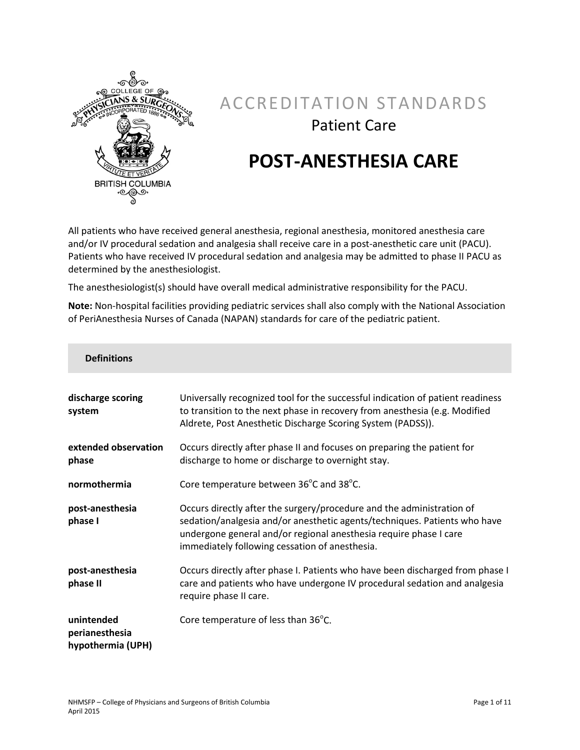# ACCREDITATION STANDARDS

## Patient Care

# POST-ANESTHESIA CARE

All patients who have received general anesthesia, regional anesthesia, monitored anesthesia care and/or IV procedural sedation and analgesia shall receive care in a post-anesthetic care unit (PACU). Patients who have received IV procedural sedation and analgesia may be admitted to phase II PACU as determined by the anesthesiologist.

The anesthesiologist(s) should have overall medical administrative responsibility for the PACU.

**Note:** Non-hospital facilities providing pediatric services shall also comply with the National Association of PeriAnesthesia Nurses of Canada (NAPAN) standards for care of the pediatric patient.

## Definitions

| | |
|---|---|
| **discharge scoring system** | Universally recognized tool for the successful indication of patient readiness to transition to the next phase in recovery from anesthesia (e.g. Modified Aldrete, Post Anesthetic Discharge Scoring System (PADSS)). |
| **extended observation phase** | Occurs directly after phase II and focuses on preparing the patient for discharge to home or discharge to overnight stay. |
| **normothermia** | Core temperature between 36°C and 38°C. |
| **post-anesthesia phase I** | Occurs directly after the surgery/procedure and the administration of sedation/analgesia and/or anesthetic agents/techniques. Patients who have undergone general and/or regional anesthesia require phase I care immediately following cessation of anesthesia. |
| **post-anesthesia phase II** | Occurs directly after phase I. Patients who have been discharged from phase I care and patients who have undergone IV procedural sedation and analgesia require phase II care. |
| **unintended perianesthesia hypothermia (UPH)** | Core temperature of less than 36°C. |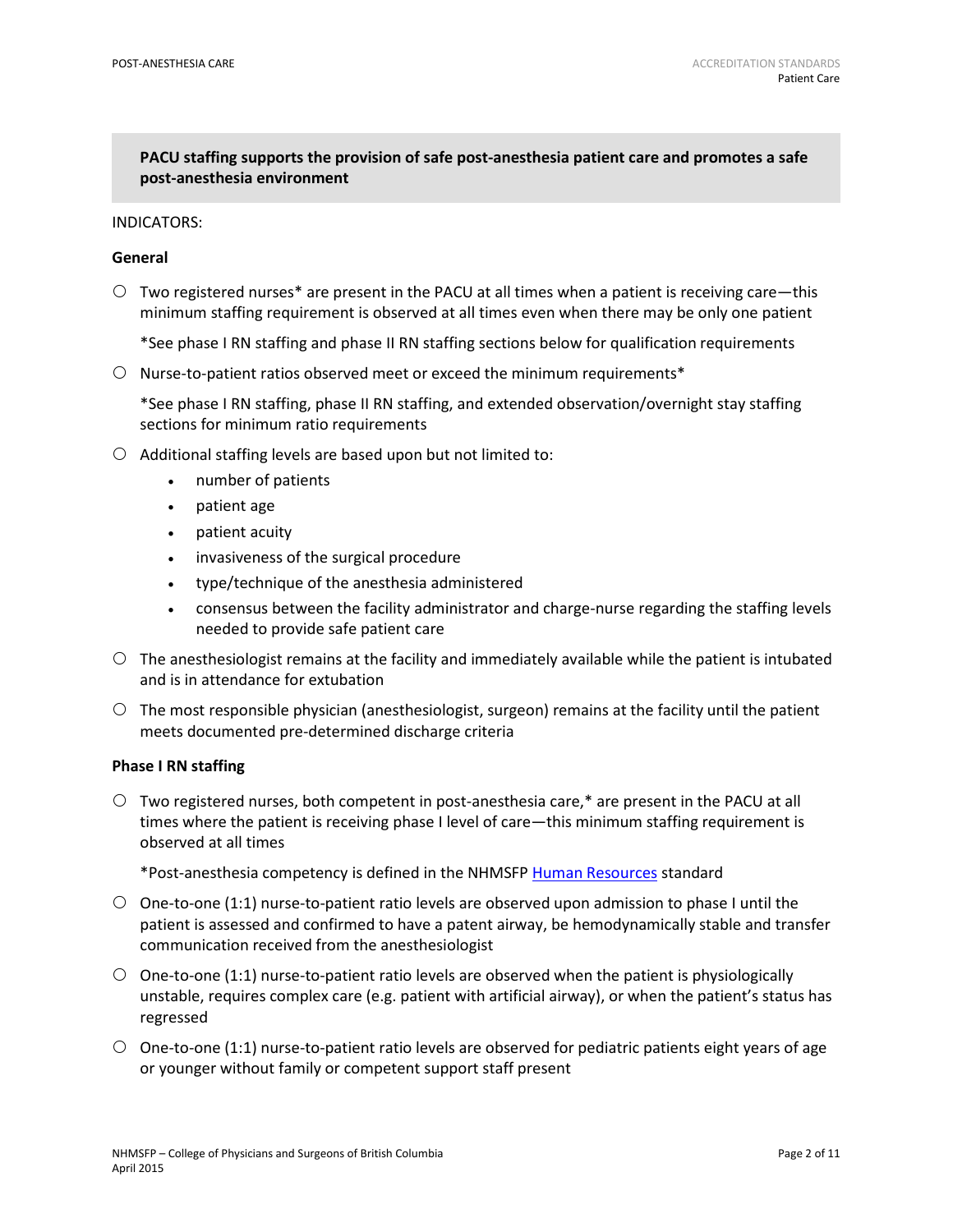**PACU staffing supports the provision of safe post-anesthesia patient care and promotes a safe post-anesthesia environment**

INDICATORS:

**General**

- Two registered nurses* are present in the PACU at all times when a patient is receiving care—this minimum staffing requirement is observed at all times even when there may be only one patient

  *See phase I RN staffing and phase II RN staffing sections below for qualification requirements

- Nurse-to-patient ratios observed meet or exceed the minimum requirements*

  *See phase I RN staffing, phase II RN staffing, and extended observation/overnight stay staffing sections for minimum ratio requirements

- Additional staffing levels are based upon but not limited to:
  - number of patients
  - patient age
  - patient acuity
  - invasiveness of the surgical procedure
  - type/technique of the anesthesia administered
  - consensus between the facility administrator and charge-nurse regarding the staffing levels needed to provide safe patient care

- The anesthesiologist remains at the facility and immediately available while the patient is intubated and is in attendance for extubation

- The most responsible physician (anesthesiologist, surgeon) remains at the facility until the patient meets documented pre-determined discharge criteria

**Phase I RN staffing**

- Two registered nurses, both competent in post-anesthesia care,* are present in the PACU at all times where the patient is receiving phase I level of care—this minimum staffing requirement is observed at all times

  *Post-anesthesia competency is defined in the NHMSFP Human Resources standard

- One-to-one (1:1) nurse-to-patient ratio levels are observed upon admission to phase I until the patient is assessed and confirmed to have a patent airway, be hemodynamically stable and transfer communication received from the anesthesiologist

- One-to-one (1:1) nurse-to-patient ratio levels are observed when the patient is physiologically unstable, requires complex care (e.g. patient with artificial airway), or when the patient's status has regressed

- One-to-one (1:1) nurse-to-patient ratio levels are observed for pediatric patients eight years of age or younger without family or competent support staff present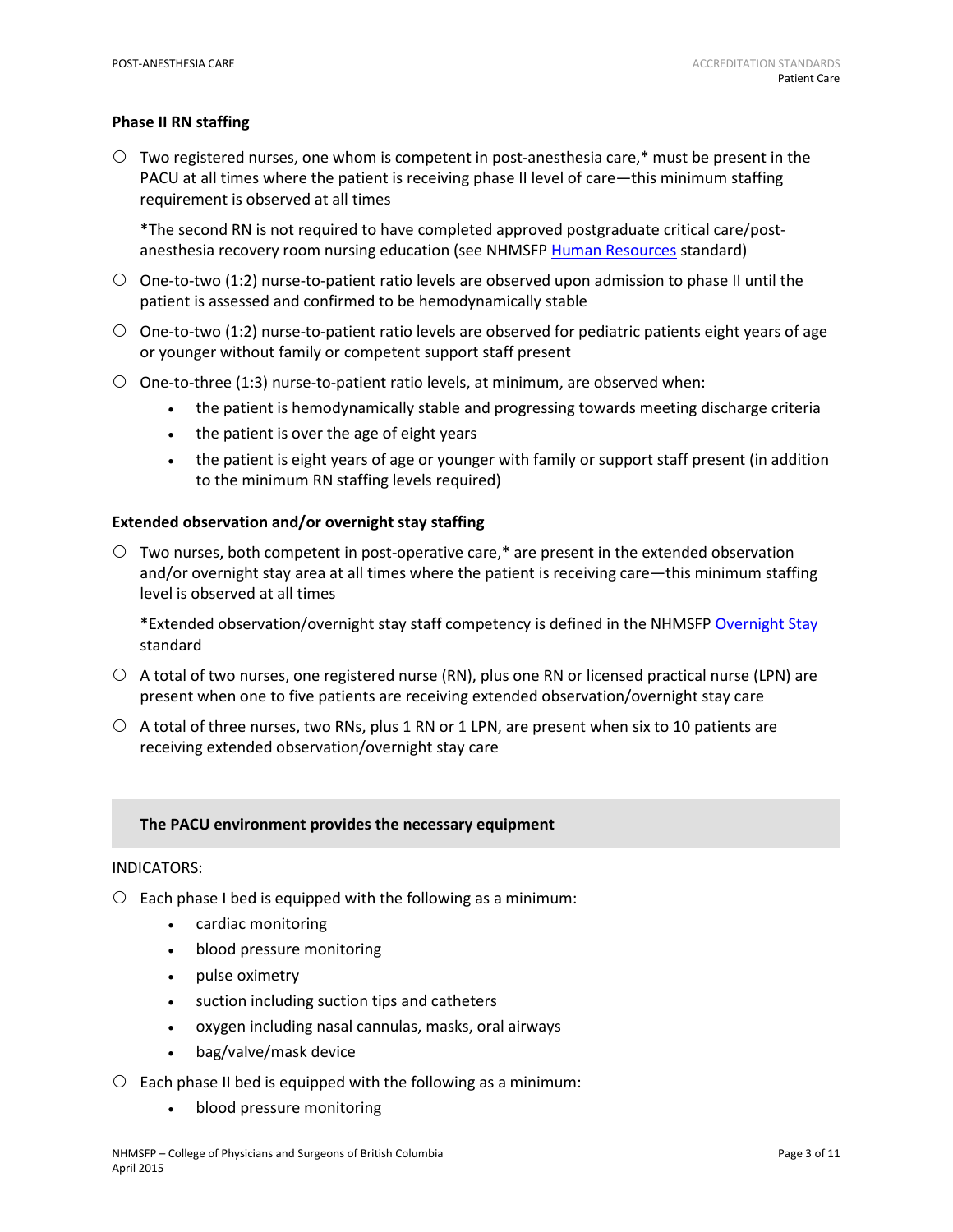#### Phase II RN staffing

- Two registered nurses, one whom is competent in post-anesthesia care,* must be present in the PACU at all times where the patient is receiving phase II level of care—this minimum staffing requirement is observed at all times

  *The second RN is not required to have completed approved postgraduate critical care/post-anesthesia recovery room nursing education (see NHMSFP Human Resources standard)

- One-to-two (1:2) nurse-to-patient ratio levels are observed upon admission to phase II until the patient is assessed and confirmed to be hemodynamically stable
- One-to-two (1:2) nurse-to-patient ratio levels are observed for pediatric patients eight years of age or younger without family or competent support staff present
- One-to-three (1:3) nurse-to-patient ratio levels, at minimum, are observed when:
  - the patient is hemodynamically stable and progressing towards meeting discharge criteria
  - the patient is over the age of eight years
  - the patient is eight years of age or younger with family or support staff present (in addition to the minimum RN staffing levels required)

#### Extended observation and/or overnight stay staffing

- Two nurses, both competent in post-operative care,* are present in the extended observation and/or overnight stay area at all times where the patient is receiving care—this minimum staffing level is observed at all times

  *Extended observation/overnight stay staff competency is defined in the NHMSFP Overnight Stay standard

- A total of two nurses, one registered nurse (RN), plus one RN or licensed practical nurse (LPN) are present when one to five patients are receiving extended observation/overnight stay care
- A total of three nurses, two RNs, plus 1 RN or 1 LPN, are present when six to 10 patients are receiving extended observation/overnight stay care

### The PACU environment provides the necessary equipment

INDICATORS:

- Each phase I bed is equipped with the following as a minimum:
  - cardiac monitoring
  - blood pressure monitoring
  - pulse oximetry
  - suction including suction tips and catheters
  - oxygen including nasal cannulas, masks, oral airways
  - bag/valve/mask device
- Each phase II bed is equipped with the following as a minimum:
  - blood pressure monitoring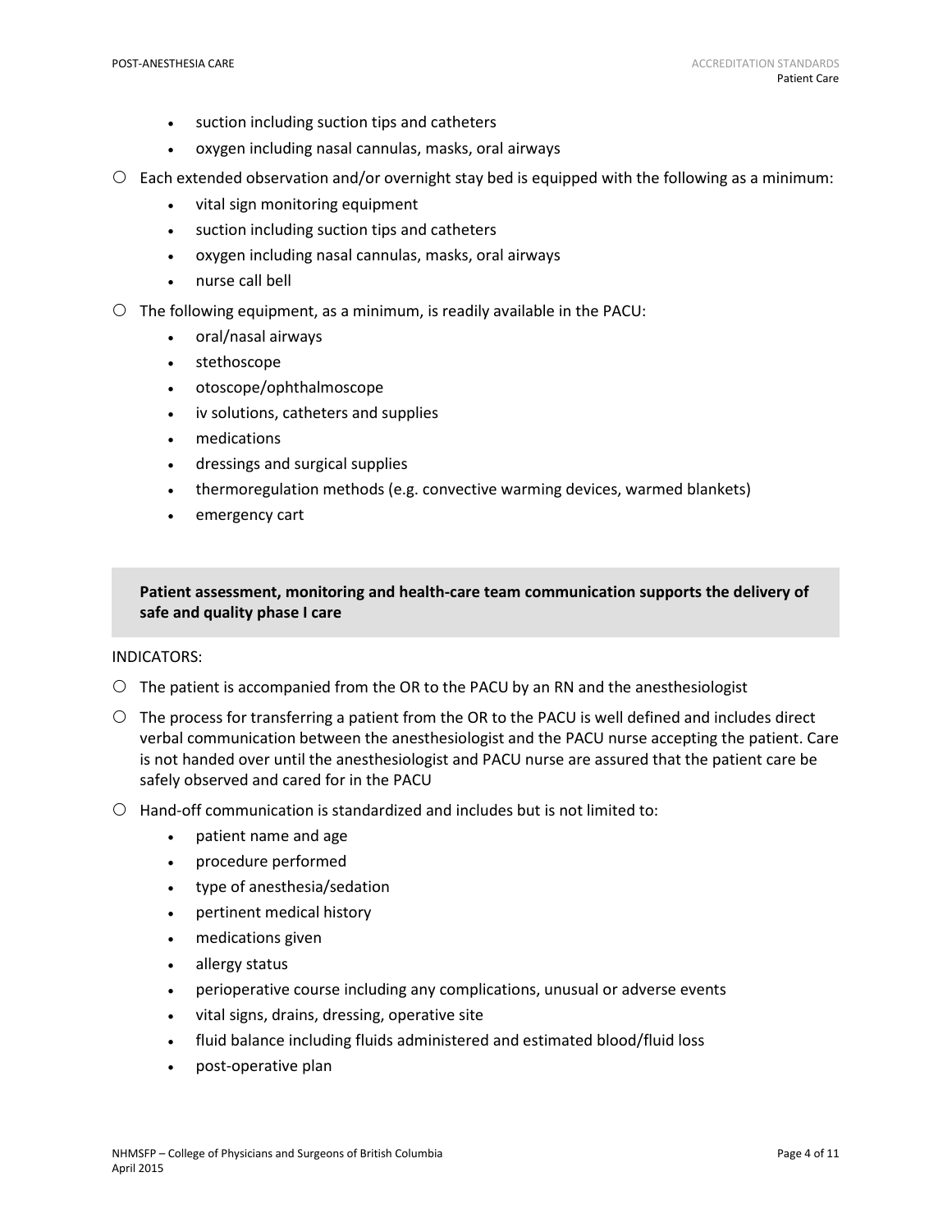- suction including suction tips and catheters
- oxygen including nasal cannulas, masks, oral airways

○ Each extended observation and/or overnight stay bed is equipped with the following as a minimum:

- vital sign monitoring equipment
- suction including suction tips and catheters
- oxygen including nasal cannulas, masks, oral airways
- nurse call bell

○ The following equipment, as a minimum, is readily available in the PACU:

- oral/nasal airways
- stethoscope
- otoscope/ophthalmoscope
- iv solutions, catheters and supplies
- medications
- dressings and surgical supplies
- thermoregulation methods (e.g. convective warming devices, warmed blankets)
- emergency cart

**Patient assessment, monitoring and health-care team communication supports the delivery of safe and quality phase I care**

INDICATORS:

○ The patient is accompanied from the OR to the PACU by an RN and the anesthesiologist

○ The process for transferring a patient from the OR to the PACU is well defined and includes direct verbal communication between the anesthesiologist and the PACU nurse accepting the patient. Care is not handed over until the anesthesiologist and PACU nurse are assured that the patient care be safely observed and cared for in the PACU

○ Hand-off communication is standardized and includes but is not limited to:

- patient name and age
- procedure performed
- type of anesthesia/sedation
- pertinent medical history
- medications given
- allergy status
- perioperative course including any complications, unusual or adverse events
- vital signs, drains, dressing, operative site
- fluid balance including fluids administered and estimated blood/fluid loss
- post-operative plan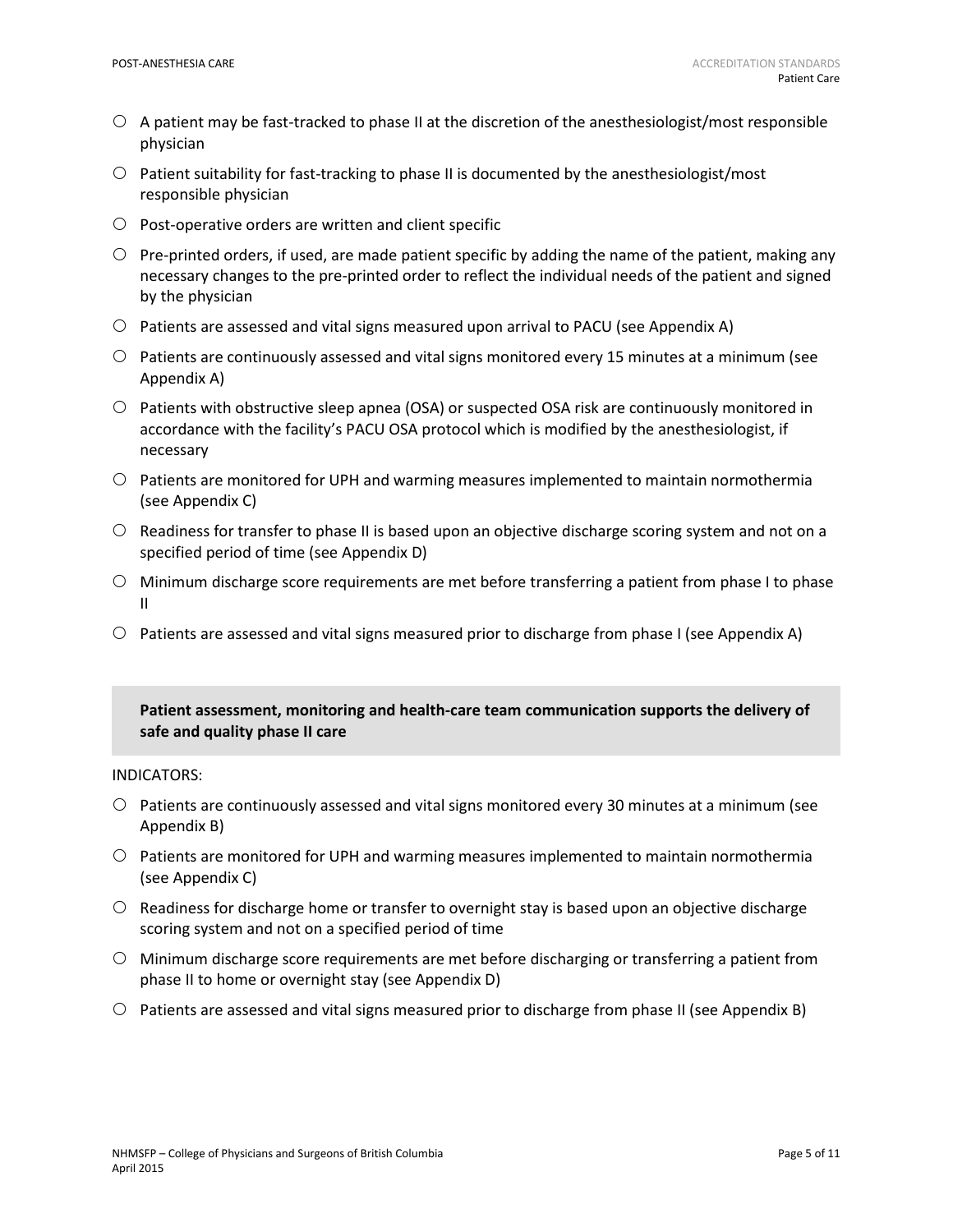- A patient may be fast-tracked to phase II at the discretion of the anesthesiologist/most responsible physician
- Patient suitability for fast-tracking to phase II is documented by the anesthesiologist/most responsible physician
- Post-operative orders are written and client specific
- Pre-printed orders, if used, are made patient specific by adding the name of the patient, making any necessary changes to the pre-printed order to reflect the individual needs of the patient and signed by the physician
- Patients are assessed and vital signs measured upon arrival to PACU (see Appendix A)
- Patients are continuously assessed and vital signs monitored every 15 minutes at a minimum (see Appendix A)
- Patients with obstructive sleep apnea (OSA) or suspected OSA risk are continuously monitored in accordance with the facility's PACU OSA protocol which is modified by the anesthesiologist, if necessary
- Patients are monitored for UPH and warming measures implemented to maintain normothermia (see Appendix C)
- Readiness for transfer to phase II is based upon an objective discharge scoring system and not on a specified period of time (see Appendix D)
- Minimum discharge score requirements are met before transferring a patient from phase I to phase II
- Patients are assessed and vital signs measured prior to discharge from phase I (see Appendix A)

**Patient assessment, monitoring and health-care team communication supports the delivery of safe and quality phase II care**

INDICATORS:

- Patients are continuously assessed and vital signs monitored every 30 minutes at a minimum (see Appendix B)
- Patients are monitored for UPH and warming measures implemented to maintain normothermia (see Appendix C)
- Readiness for discharge home or transfer to overnight stay is based upon an objective discharge scoring system and not on a specified period of time
- Minimum discharge score requirements are met before discharging or transferring a patient from phase II to home or overnight stay (see Appendix D)
- Patients are assessed and vital signs measured prior to discharge from phase II (see Appendix B)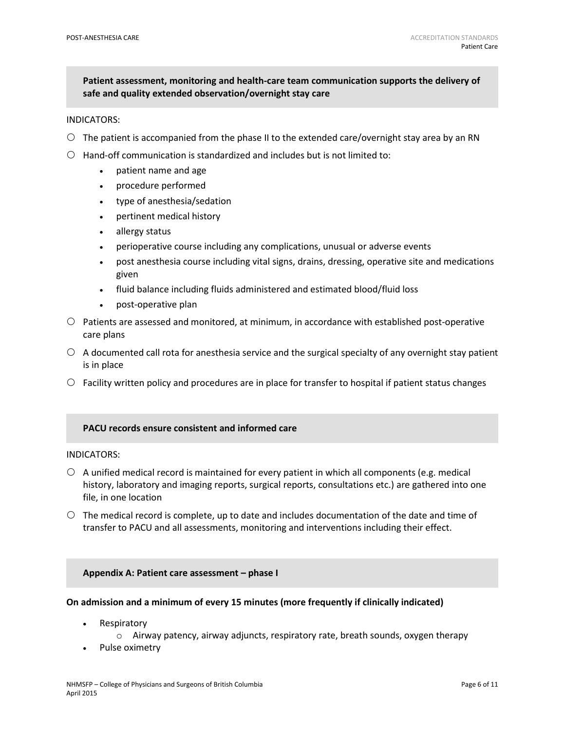### Patient assessment, monitoring and health-care team communication supports the delivery of safe and quality extended observation/overnight stay care

INDICATORS:

- The patient is accompanied from the phase II to the extended care/overnight stay area by an RN
- Hand-off communication is standardized and includes but is not limited to:
  - patient name and age
  - procedure performed
  - type of anesthesia/sedation
  - pertinent medical history
  - allergy status
  - perioperative course including any complications, unusual or adverse events
  - post anesthesia course including vital signs, drains, dressing, operative site and medications given
  - fluid balance including fluids administered and estimated blood/fluid loss
  - post-operative plan
- Patients are assessed and monitored, at minimum, in accordance with established post-operative care plans
- A documented call rota for anesthesia service and the surgical specialty of any overnight stay patient is in place
- Facility written policy and procedures are in place for transfer to hospital if patient status changes

### PACU records ensure consistent and informed care

INDICATORS:

- A unified medical record is maintained for every patient in which all components (e.g. medical history, laboratory and imaging reports, surgical reports, consultations etc.) are gathered into one file, in one location
- The medical record is complete, up to date and includes documentation of the date and time of transfer to PACU and all assessments, monitoring and interventions including their effect.

### Appendix A: Patient care assessment – phase I

**On admission and a minimum of every 15 minutes (more frequently if clinically indicated)**

- Respiratory
  - Airway patency, airway adjuncts, respiratory rate, breath sounds, oxygen therapy
- Pulse oximetry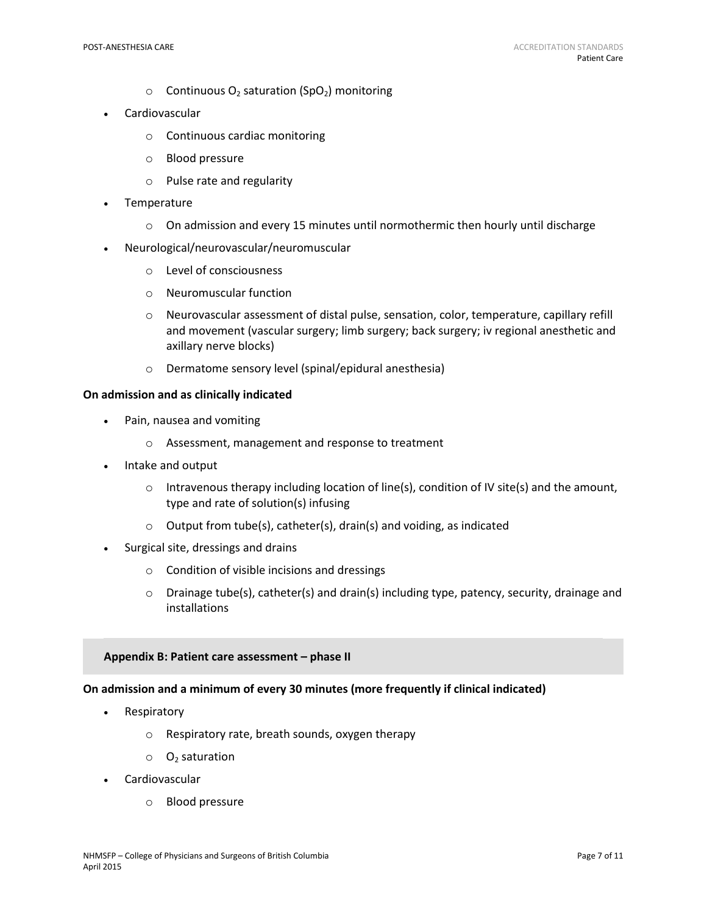- Continuous $O_2$ saturation ($SpO_2$) monitoring
- Cardiovascular
  - Continuous cardiac monitoring
  - Blood pressure
  - Pulse rate and regularity
- Temperature
  - On admission and every 15 minutes until normothermic then hourly until discharge
- Neurological/neurovascular/neuromuscular
  - Level of consciousness
  - Neuromuscular function
  - Neurovascular assessment of distal pulse, sensation, color, temperature, capillary refill and movement (vascular surgery; limb surgery; back surgery; iv regional anesthetic and axillary nerve blocks)
  - Dermatome sensory level (spinal/epidural anesthesia)

**On admission and as clinically indicated**

- Pain, nausea and vomiting
  - Assessment, management and response to treatment
- Intake and output
  - Intravenous therapy including location of line(s), condition of IV site(s) and the amount, type and rate of solution(s) infusing
  - Output from tube(s), catheter(s), drain(s) and voiding, as indicated
- Surgical site, dressings and drains
  - Condition of visible incisions and dressings
  - Drainage tube(s), catheter(s) and drain(s) including type, patency, security, drainage and installations

## Appendix B: Patient care assessment – phase II

**On admission and a minimum of every 30 minutes (more frequently if clinical indicated)**

- Respiratory
  - Respiratory rate, breath sounds, oxygen therapy
  - $O_2$ saturation
- Cardiovascular
  - Blood pressure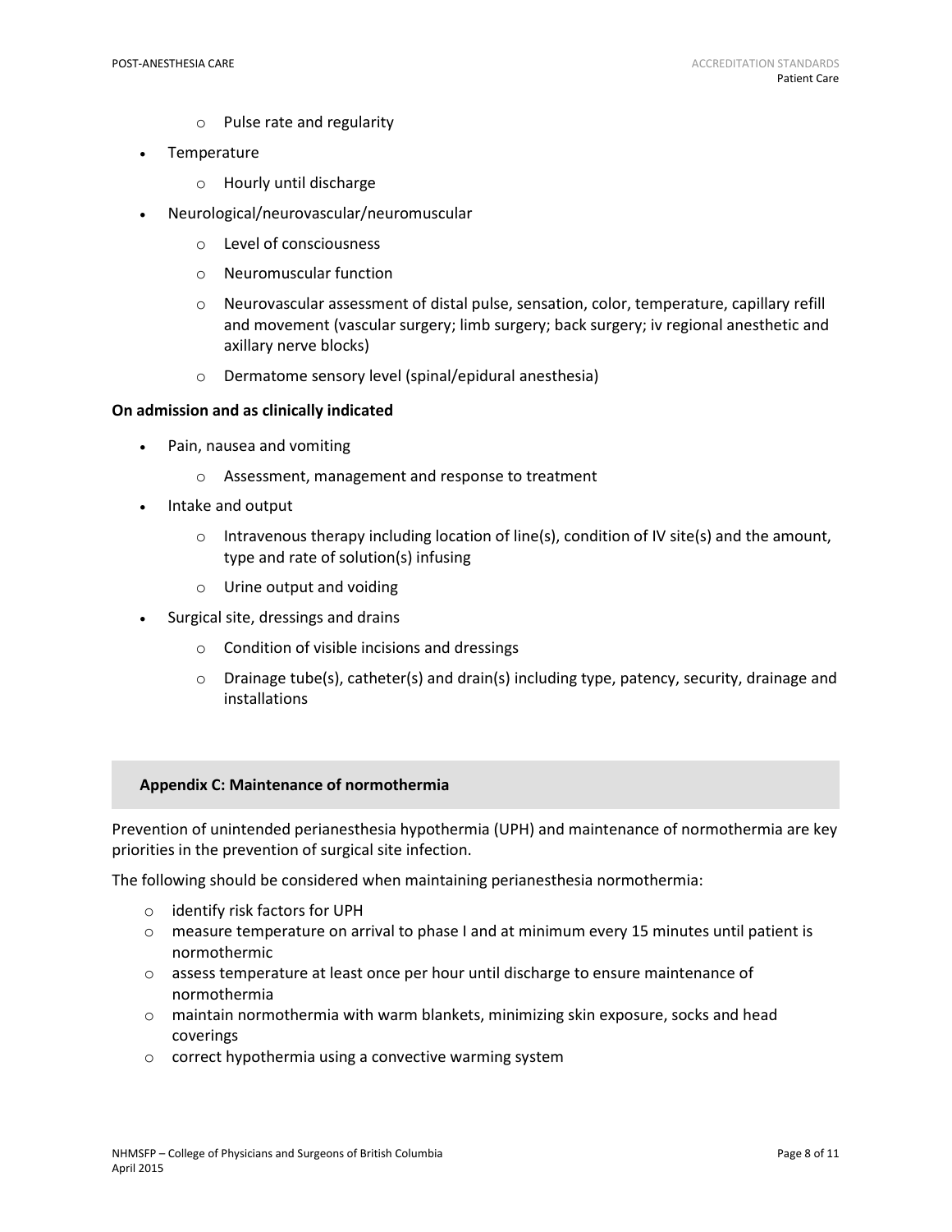- Pulse rate and regularity

- Temperature
    - Hourly until discharge
- Neurological/neurovascular/neuromuscular
    - Level of consciousness
    - Neuromuscular function
    - Neurovascular assessment of distal pulse, sensation, color, temperature, capillary refill and movement (vascular surgery; limb surgery; back surgery; iv regional anesthetic and axillary nerve blocks)
    - Dermatome sensory level (spinal/epidural anesthesia)

**On admission and as clinically indicated**

- Pain, nausea and vomiting
    - Assessment, management and response to treatment
- Intake and output
    - Intravenous therapy including location of line(s), condition of IV site(s) and the amount, type and rate of solution(s) infusing
    - Urine output and voiding
- Surgical site, dressings and drains
    - Condition of visible incisions and dressings
    - Drainage tube(s), catheter(s) and drain(s) including type, patency, security, drainage and installations

## Appendix C: Maintenance of normothermia

Prevention of unintended perianesthesia hypothermia (UPH) and maintenance of normothermia are key priorities in the prevention of surgical site infection.

The following should be considered when maintaining perianesthesia normothermia:

- identify risk factors for UPH
- measure temperature on arrival to phase I and at minimum every 15 minutes until patient is normothermic
- assess temperature at least once per hour until discharge to ensure maintenance of normothermia
- maintain normothermia with warm blankets, minimizing skin exposure, socks and head coverings
- correct hypothermia using a convective warming system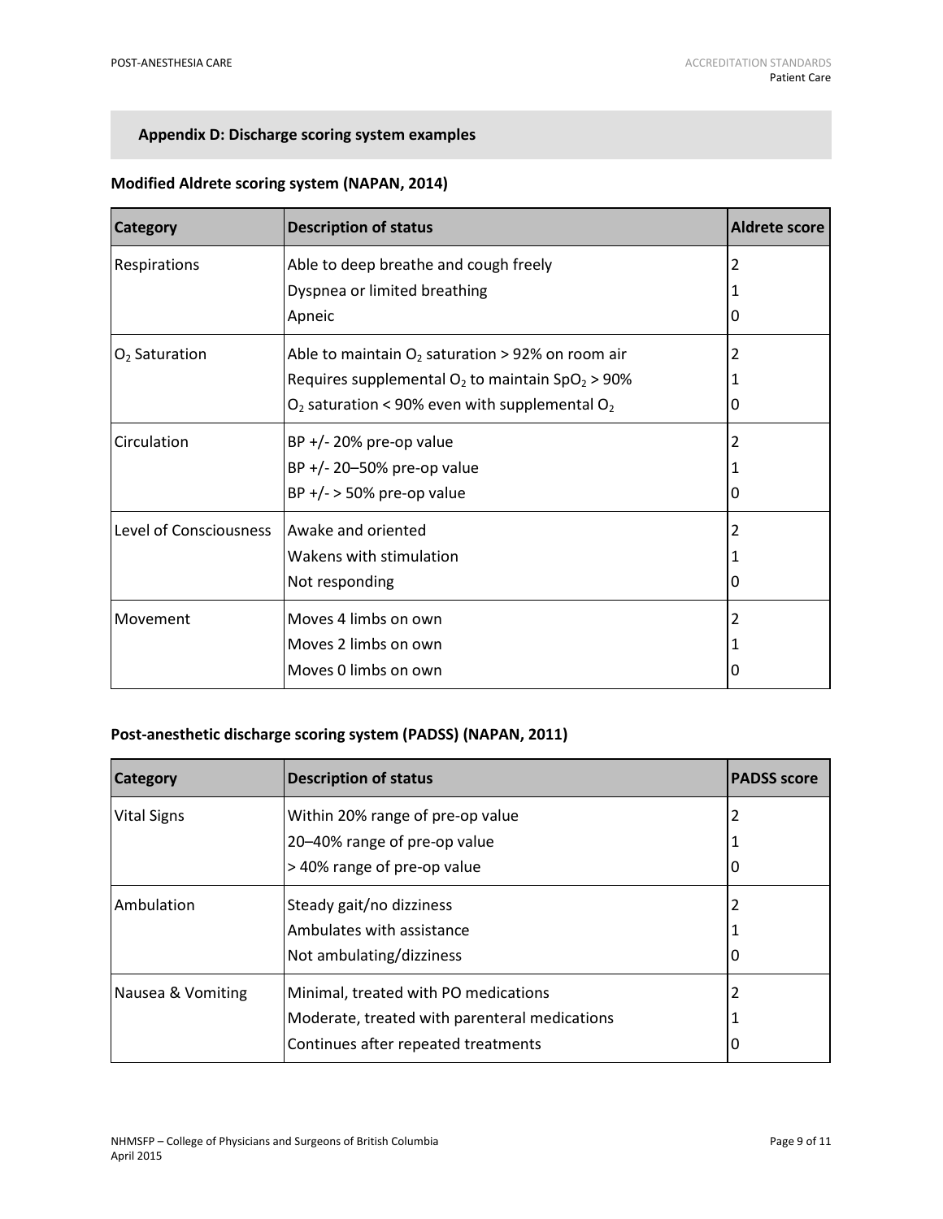## Appendix D: Discharge scoring system examples

### Modified Aldrete scoring system (NAPAN, 2014)

| Category | Description of status | Aldrete score |
|---|---|---|
| Respirations | Able to deep breathe and cough freely | 2 |
| | Dyspnea or limited breathing | 1 |
| | Apneic | 0 |
| $O_2$ Saturation | Able to maintain $O_2$ saturation > 92% on room air | 2 |
| | Requires supplemental $O_2$ to maintain $SpO_2$ > 90% | 1 |
| | $O_2$ saturation < 90% even with supplemental $O_2$ | 0 |
| Circulation | BP +/- 20% pre-op value | 2 |
| | BP +/- 20–50% pre-op value | 1 |
| | BP +/- > 50% pre-op value | 0 |
| Level of Consciousness | Awake and oriented | 2 |
| | Wakens with stimulation | 1 |
| | Not responding | 0 |
| Movement | Moves 4 limbs on own | 2 |
| | Moves 2 limbs on own | 1 |
| | Moves 0 limbs on own | 0 |

### Post-anesthetic discharge scoring system (PADSS) (NAPAN, 2011)

| Category | Description of status | PADSS score |
|---|---|---|
| Vital Signs | Within 20% range of pre-op value | 2 |
| | 20–40% range of pre-op value | 1 |
| | > 40% range of pre-op value | 0 |
| Ambulation | Steady gait/no dizziness | 2 |
| | Ambulates with assistance | 1 |
| | Not ambulating/dizziness | 0 |
| Nausea & Vomiting | Minimal, treated with PO medications | 2 |
| | Moderate, treated with parenteral medications | 1 |
| | Continues after repeated treatments | 0 |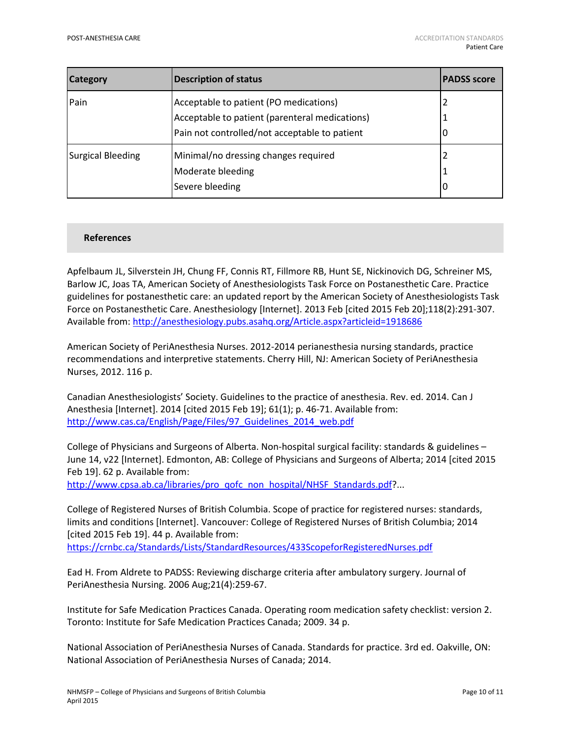| Category | Description of status | PADSS score |
|---|---|---|
| Pain | Acceptable to patient (PO medications) | 2 |
| | Acceptable to patient (parenteral medications) | 1 |
| | Pain not controlled/not acceptable to patient | 0 |
| Surgical Bleeding | Minimal/no dressing changes required | 2 |
| | Moderate bleeding | 1 |
| | Severe bleeding | 0 |

## References

Apfelbaum JL, Silverstein JH, Chung FF, Connis RT, Fillmore RB, Hunt SE, Nickinovich DG, Schreiner MS, Barlow JC, Joas TA, American Society of Anesthesiologists Task Force on Postanesthetic Care. Practice guidelines for postanesthetic care: an updated report by the American Society of Anesthesiologists Task Force on Postanesthetic Care. Anesthesiology [Internet]. 2013 Feb [cited 2015 Feb 20];118(2):291-307. Available from: http://anesthesiology.pubs.asahq.org/Article.aspx?articleid=1918686

American Society of PeriAnesthesia Nurses. 2012-2014 perianesthesia nursing standards, practice recommendations and interpretive statements. Cherry Hill, NJ: American Society of PeriAnesthesia Nurses, 2012. 116 p.

Canadian Anesthesiologists' Society. Guidelines to the practice of anesthesia. Rev. ed. 2014. Can J Anesthesia [Internet]. 2014 [cited 2015 Feb 19]; 61(1); p. 46-71. Available from: http://www.cas.ca/English/Page/Files/97_Guidelines_2014_web.pdf

College of Physicians and Surgeons of Alberta. Non-hospital surgical facility: standards & guidelines – June 14, v22 [Internet]. Edmonton, AB: College of Physicians and Surgeons of Alberta; 2014 [cited 2015 Feb 19]. 62 p. Available from: http://www.cpsa.ab.ca/libraries/pro_qofc_non_hospital/NHSF_Standards.pdf?...

College of Registered Nurses of British Columbia. Scope of practice for registered nurses: standards, limits and conditions [Internet]. Vancouver: College of Registered Nurses of British Columbia; 2014 [cited 2015 Feb 19]. 44 p. Available from: https://crnbc.ca/Standards/Lists/StandardResources/433ScopeforRegisteredNurses.pdf

Ead H. From Aldrete to PADSS: Reviewing discharge criteria after ambulatory surgery. Journal of PeriAnesthesia Nursing. 2006 Aug;21(4):259-67.

Institute for Safe Medication Practices Canada. Operating room medication safety checklist: version 2. Toronto: Institute for Safe Medication Practices Canada; 2009. 34 p.

National Association of PeriAnesthesia Nurses of Canada. Standards for practice. 3rd ed. Oakville, ON: National Association of PeriAnesthesia Nurses of Canada; 2014.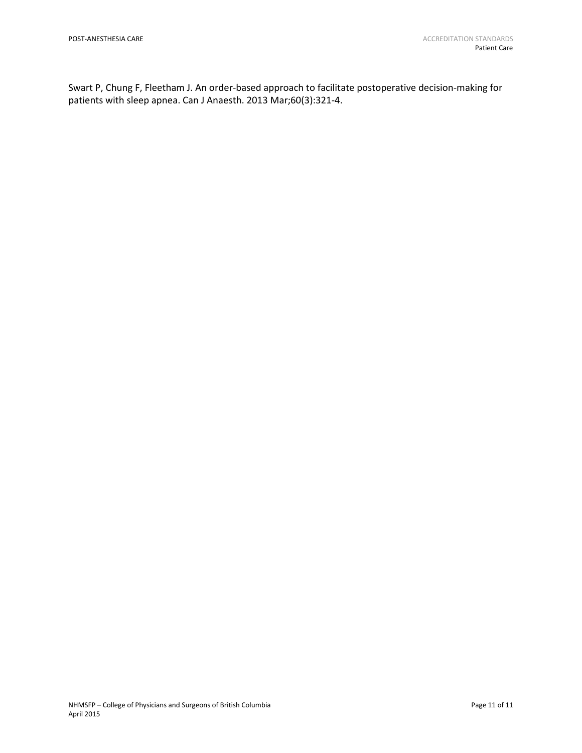Swart P, Chung F, Fleetham J. An order-based approach to facilitate postoperative decision-making for patients with sleep apnea. Can J Anaesth. 2013 Mar;60(3):321-4.